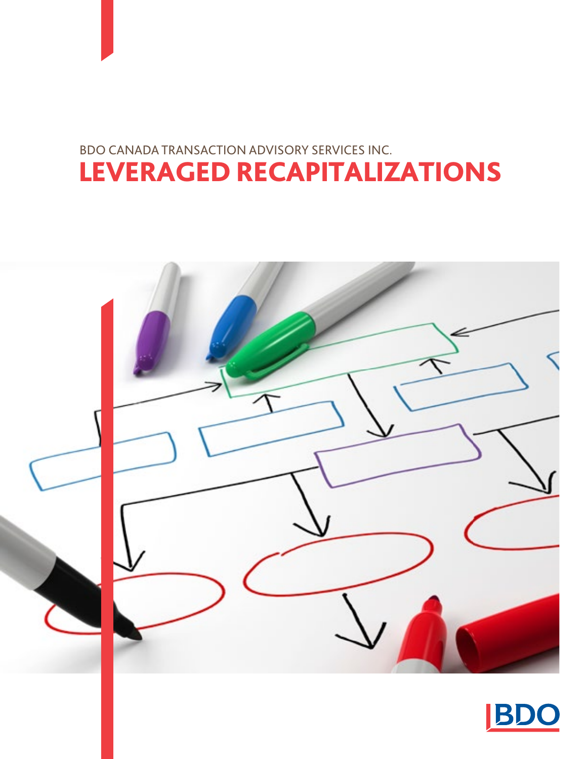BDO CANADA TRANSACTION ADVISORY SERVICES INC.

# LEVERAGED RECAPITALIZATIONS

BDO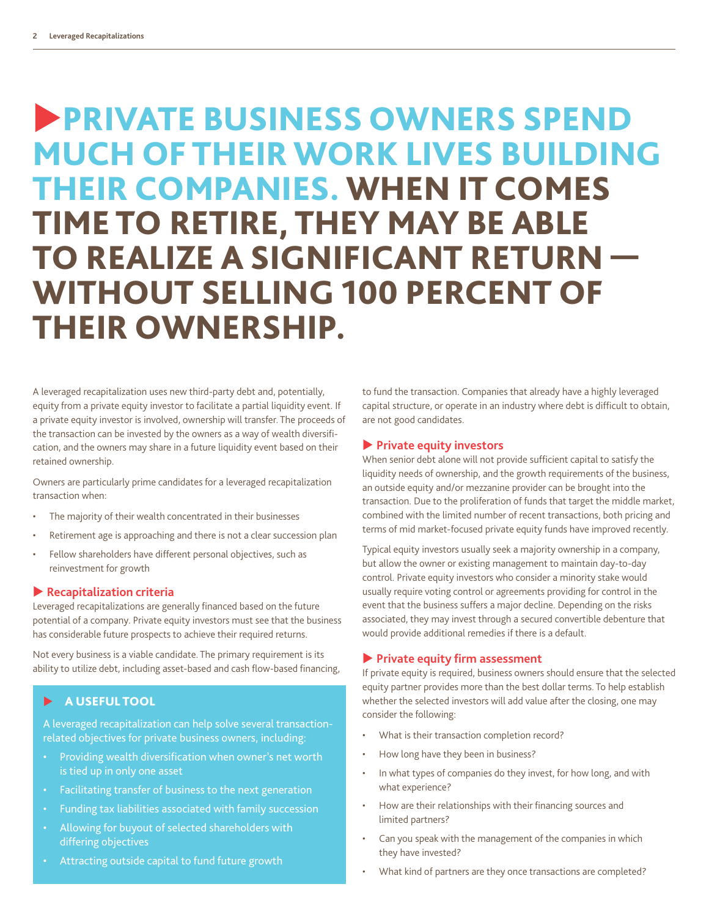# PRIVATE BUSINESS OWNERS SPEND MUCH OF THEIR WORK LIVES BUILDING THEIR COMPANIES. WHEN IT COMES TIME TO RETIRE, THEY MAY BE ABLE TO REALIZE A SIGNIFICANT RETURN — WITHOUT SELLING 100 PERCENT OF THEIR OWNERSHIP.

A leveraged recapitalization uses new third-party debt and, potentially, equity from a private equity investor to facilitate a partial liquidity event. If a private equity investor is involved, ownership will transfer. The proceeds of the transaction can be invested by the owners as a way of wealth diversification, and the owners may share in a future liquidity event based on their retained ownership.

Owners are particularly prime candidates for a leveraged recapitalization transaction when:

- The majority of their wealth concentrated in their businesses
- Retirement age is approaching and there is not a clear succession plan
- Fellow shareholders have different personal objectives, such as reinvestment for growth

## Recapitalization criteria

Leveraged recapitalizations are generally financed based on the future potential of a company. Private equity investors must see that the business has considerable future prospects to achieve their required returns.

Not every business is a viable candidate. The primary requirement is its ability to utilize debt, including asset-based and cash flow-based financing, to fund the transaction. Companies that already have a highly leveraged capital structure, or operate in an industry where debt is difficult to obtain, are not good candidates.

### A USEFUL TOOL

A leveraged recapitalization can help solve several transaction-related objectives for private business owners, including:

- Providing wealth diversification when owner's net worth is tied up in only one asset
- Facilitating transfer of business to the next generation
- Funding tax liabilities associated with family succession
- Allowing for buyout of selected shareholders with differing objectives
- Attracting outside capital to fund future growth

## Private equity investors

When senior debt alone will not provide sufficient capital to satisfy the liquidity needs of ownership, and the growth requirements of the business, an outside equity and/or mezzanine provider can be brought into the transaction. Due to the proliferation of funds that target the middle market, combined with the limited number of recent transactions, both pricing and terms of mid market-focused private equity funds have improved recently.

Typical equity investors usually seek a majority ownership in a company, but allow the owner or existing management to maintain day-to-day control. Private equity investors who consider a minority stake would usually require voting control or agreements providing for control in the event that the business suffers a major decline. Depending on the risks associated, they may invest through a secured convertible debenture that would provide additional remedies if there is a default.

## Private equity firm assessment

If private equity is required, business owners should ensure that the selected equity partner provides more than the best dollar terms. To help establish whether the selected investors will add value after the closing, one may consider the following:

- What is their transaction completion record?
- How long have they been in business?
- In what types of companies do they invest, for how long, and with what experience?
- How are their relationships with their financing sources and limited partners?
- Can you speak with the management of the companies in which they have invested?
- What kind of partners are they once transactions are completed?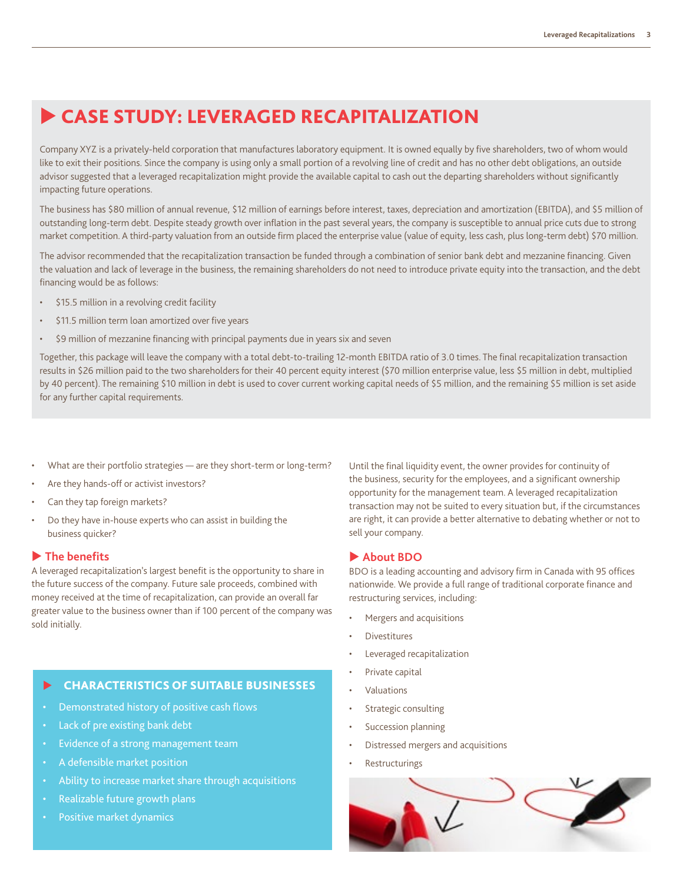## ▶ CASE STUDY: LEVERAGED RECAPITALIZATION

Company XYZ is a privately-held corporation that manufactures laboratory equipment. It is owned equally by five shareholders, two of whom would like to exit their positions. Since the company is using only a small portion of a revolving line of credit and has no other debt obligations, an outside advisor suggested that a leveraged recapitalization might provide the available capital to cash out the departing shareholders without significantly impacting future operations.

The business has $80 million of annual revenue, $12 million of earnings before interest, taxes, depreciation and amortization (EBITDA), and $5 million of outstanding long-term debt. Despite steady growth over inflation in the past several years, the company is susceptible to annual price cuts due to strong market competition. A third-party valuation from an outside firm placed the enterprise value (value of equity, less cash, plus long-term debt) $70 million.

The advisor recommended that the recapitalization transaction be funded through a combination of senior bank debt and mezzanine financing. Given the valuation and lack of leverage in the business, the remaining shareholders do not need to introduce private equity into the transaction, and the debt financing would be as follows:

- $15.5 million in a revolving credit facility
- $11.5 million term loan amortized over five years
- $9 million of mezzanine financing with principal payments due in years six and seven

Together, this package will leave the company with a total debt-to-trailing 12-month EBITDA ratio of 3.0 times. The final recapitalization transaction results in $26 million paid to the two shareholders for their 40 percent equity interest ($70 million enterprise value, less $5 million in debt, multiplied by 40 percent). The remaining $10 million in debt is used to cover current working capital needs of $5 million, and the remaining $5 million is set aside for any further capital requirements.

- What are their portfolio strategies — are they short-term or long-term?
- Are they hands-off or activist investors?
- Can they tap foreign markets?
- Do they have in-house experts who can assist in building the business quicker?

### ▶ The benefits

A leveraged recapitalization's largest benefit is the opportunity to share in the future success of the company. Future sale proceeds, combined with money received at the time of recapitalization, can provide an overall far greater value to the business owner than if 100 percent of the company was sold initially.

### ▶ CHARACTERISTICS OF SUITABLE BUSINESSES

- Demonstrated history of positive cash flows
- Lack of pre existing bank debt
- Evidence of a strong management team
- A defensible market position
- Ability to increase market share through acquisitions
- Realizable future growth plans
- Positive market dynamics

Until the final liquidity event, the owner provides for continuity of the business, security for the employees, and a significant ownership opportunity for the management team. A leveraged recapitalization transaction may not be suited to every situation but, if the circumstances are right, it can provide a better alternative to debating whether or not to sell your company.

### ▶ About BDO

BDO is a leading accounting and advisory firm in Canada with 95 offices nationwide. We provide a full range of traditional corporate finance and restructuring services, including:

- Mergers and acquisitions
- Divestitures
- Leveraged recapitalization
- Private capital
- Valuations
- Strategic consulting
- Succession planning
- Distressed mergers and acquisitions
- Restructurings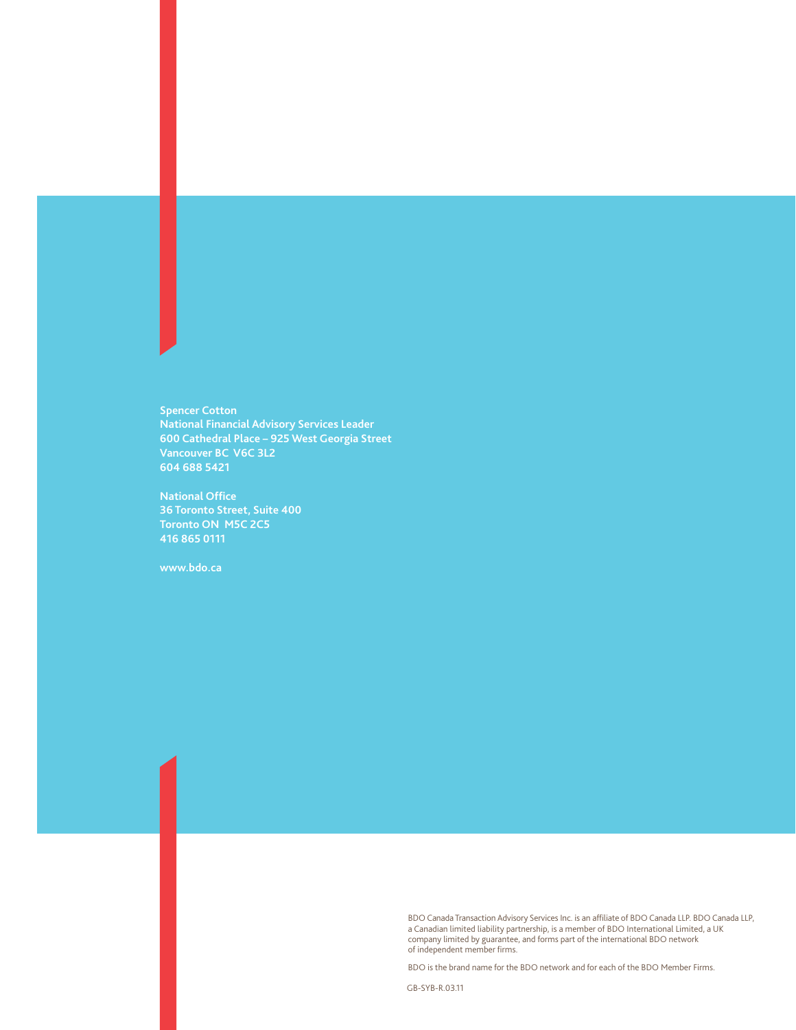**Spencer Cotton**
**National Financial Advisory Services Leader**
**600 Cathedral Place – 925 West Georgia Street**
**Vancouver BC  V6C 3L2**
**604 688 5421**

**National Office**
**36 Toronto Street, Suite 400**
**Toronto ON  M5C 2C5**
**416 865 0111**

**www.bdo.ca**

BDO Canada Transaction Advisory Services Inc. is an affiliate of BDO Canada LLP. BDO Canada LLP, a Canadian limited liability partnership, is a member of BDO International Limited, a UK company limited by guarantee, and forms part of the international BDO network of independent member firms.

BDO is the brand name for the BDO network and for each of the BDO Member Firms.

GB-SYB-R.03.11